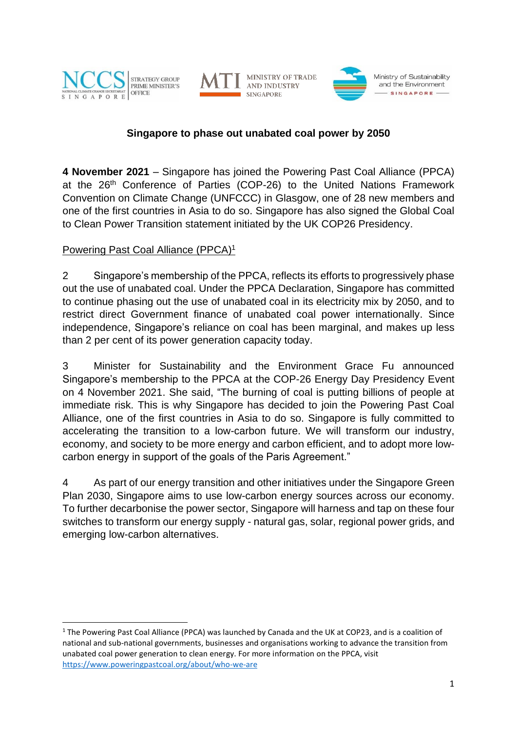# Singapore to phase out unabated coal power by 2050

**4 November 2021** – Singapore has joined the Powering Past Coal Alliance (PPCA) at the 26th Conference of Parties (COP-26) to the United Nations Framework Convention on Climate Change (UNFCCC) in Glasgow, one of 28 new members and one of the first countries in Asia to do so. Singapore has also signed the Global Coal to Clean Power Transition statement initiated by the UK COP26 Presidency.

## Powering Past Coal Alliance (PPCA)[1]

2 Singapore's membership of the PPCA, reflects its efforts to progressively phase out the use of unabated coal. Under the PPCA Declaration, Singapore has committed to continue phasing out the use of unabated coal in its electricity mix by 2050, and to restrict direct Government finance of unabated coal power internationally. Since independence, Singapore's reliance on coal has been marginal, and makes up less than 2 per cent of its power generation capacity today.

3 Minister for Sustainability and the Environment Grace Fu announced Singapore's membership to the PPCA at the COP-26 Energy Day Presidency Event on 4 November 2021. She said, "The burning of coal is putting billions of people at immediate risk. This is why Singapore has decided to join the Powering Past Coal Alliance, one of the first countries in Asia to do so. Singapore is fully committed to accelerating the transition to a low-carbon future. We will transform our industry, economy, and society to be more energy and carbon efficient, and to adopt more low-carbon energy in support of the goals of the Paris Agreement."

4 As part of our energy transition and other initiatives under the Singapore Green Plan 2030, Singapore aims to use low-carbon energy sources across our economy. To further decarbonise the power sector, Singapore will harness and tap on these four switches to transform our energy supply - natural gas, solar, regional power grids, and emerging low-carbon alternatives.

---

[1] The Powering Past Coal Alliance (PPCA) was launched by Canada and the UK at COP23, and is a coalition of national and sub-national governments, businesses and organisations working to advance the transition from unabated coal power generation to clean energy. For more information on the PPCA, visit https://www.poweringpastcoal.org/about/who-we-are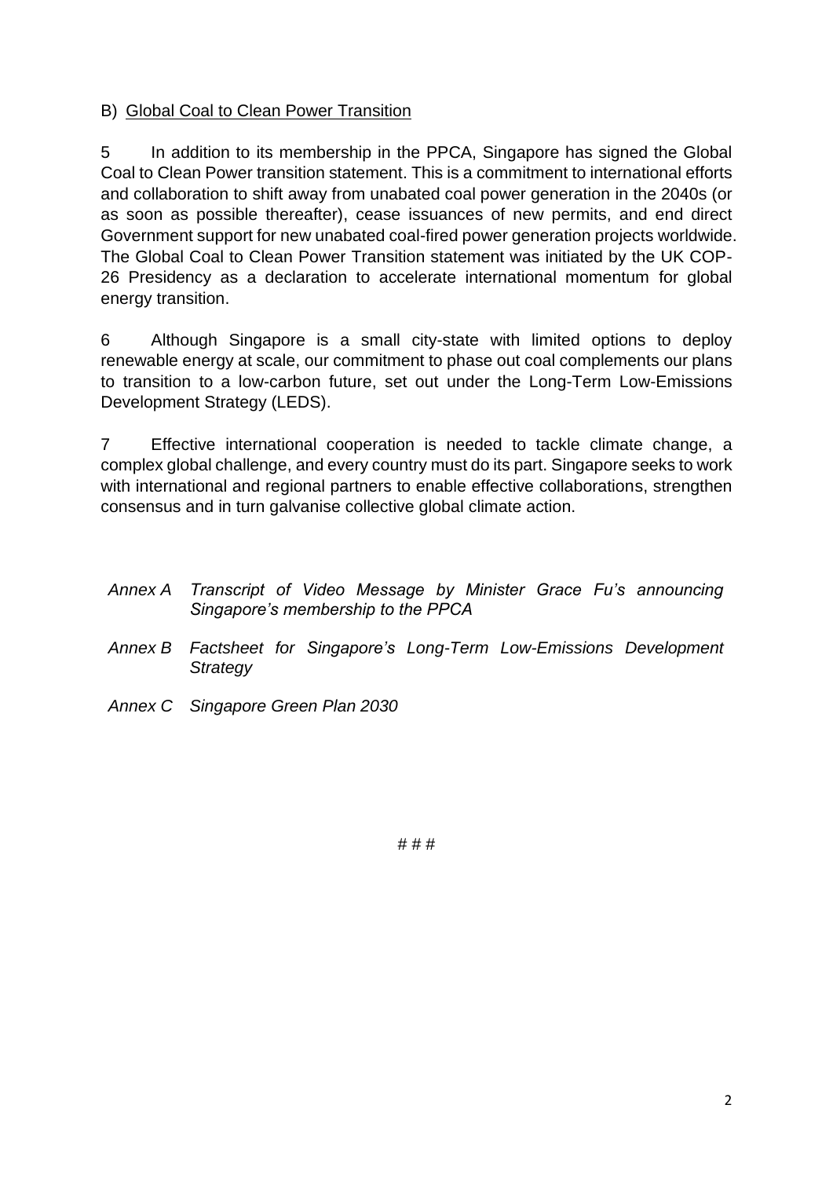## B) Global Coal to Clean Power Transition

5 In addition to its membership in the PPCA, Singapore has signed the Global Coal to Clean Power transition statement. This is a commitment to international efforts and collaboration to shift away from unabated coal power generation in the 2040s (or as soon as possible thereafter), cease issuances of new permits, and end direct Government support for new unabated coal-fired power generation projects worldwide. The Global Coal to Clean Power Transition statement was initiated by the UK COP-26 Presidency as a declaration to accelerate international momentum for global energy transition.

6 Although Singapore is a small city-state with limited options to deploy renewable energy at scale, our commitment to phase out coal complements our plans to transition to a low-carbon future, set out under the Long-Term Low-Emissions Development Strategy (LEDS).

7 Effective international cooperation is needed to tackle climate change, a complex global challenge, and every country must do its part. Singapore seeks to work with international and regional partners to enable effective collaborations, strengthen consensus and in turn galvanise collective global climate action.

*Annex A Transcript of Video Message by Minister Grace Fu's announcing Singapore's membership to the PPCA*

*Annex B Factsheet for Singapore's Long-Term Low-Emissions Development Strategy*

*Annex C Singapore Green Plan 2030*

# # #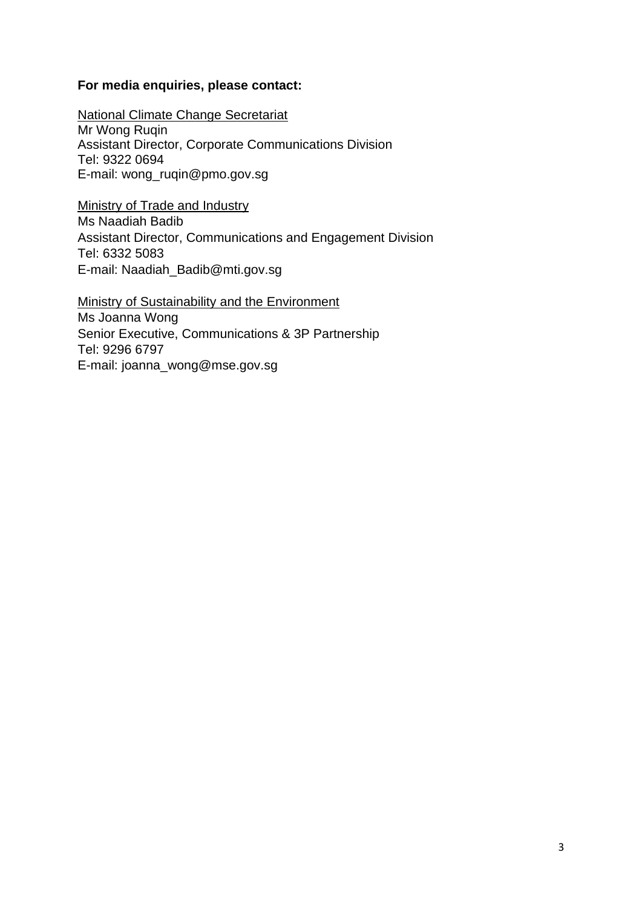**For media enquiries, please contact:**

National Climate Change Secretariat
Mr Wong Ruqin
Assistant Director, Corporate Communications Division
Tel: 9322 0694
E-mail: wong_ruqin@pmo.gov.sg

Ministry of Trade and Industry
Ms Naadiah Badib
Assistant Director, Communications and Engagement Division
Tel: 6332 5083
E-mail: Naadiah_Badib@mti.gov.sg

Ministry of Sustainability and the Environment
Ms Joanna Wong
Senior Executive, Communications & 3P Partnership
Tel: 9296 6797
E-mail: joanna_wong@mse.gov.sg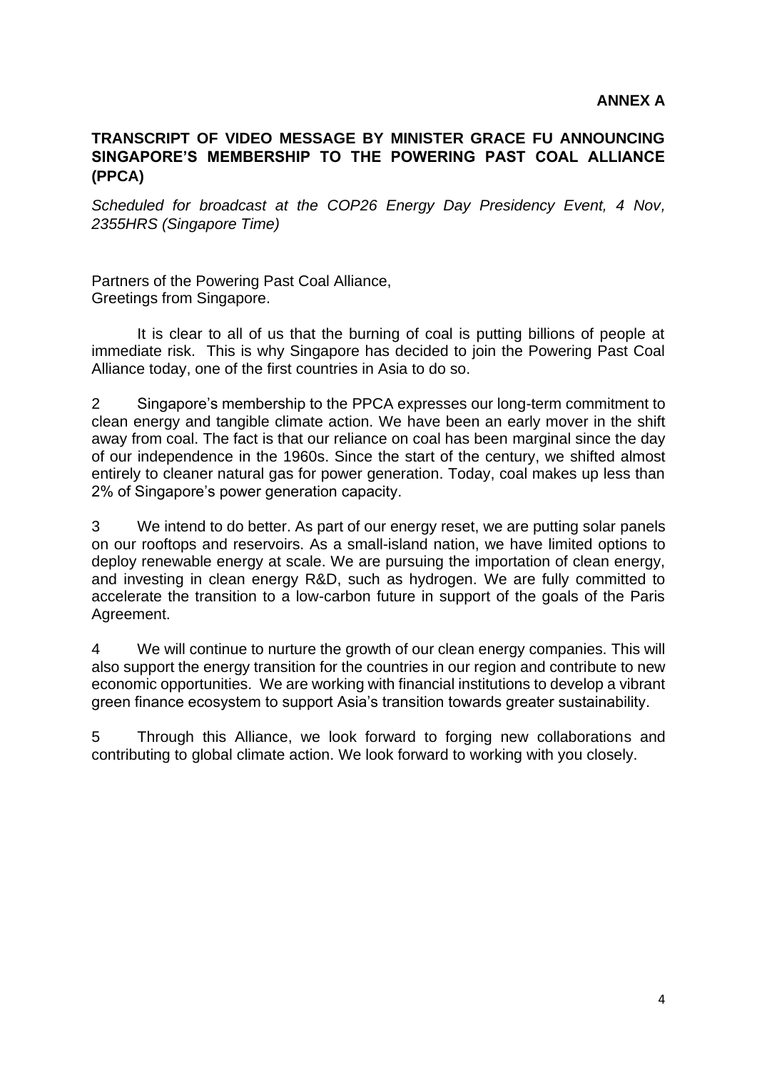**ANNEX A**

## TRANSCRIPT OF VIDEO MESSAGE BY MINISTER GRACE FU ANNOUNCING SINGAPORE'S MEMBERSHIP TO THE POWERING PAST COAL ALLIANCE (PPCA)

*Scheduled for broadcast at the COP26 Energy Day Presidency Event, 4 Nov, 2355HRS (Singapore Time)*

Partners of the Powering Past Coal Alliance,
Greetings from Singapore.

It is clear to all of us that the burning of coal is putting billions of people at immediate risk. This is why Singapore has decided to join the Powering Past Coal Alliance today, one of the first countries in Asia to do so.

2 Singapore's membership to the PPCA expresses our long-term commitment to clean energy and tangible climate action. We have been an early mover in the shift away from coal. The fact is that our reliance on coal has been marginal since the day of our independence in the 1960s. Since the start of the century, we shifted almost entirely to cleaner natural gas for power generation. Today, coal makes up less than 2% of Singapore's power generation capacity.

3 We intend to do better. As part of our energy reset, we are putting solar panels on our rooftops and reservoirs. As a small-island nation, we have limited options to deploy renewable energy at scale. We are pursuing the importation of clean energy, and investing in clean energy R&D, such as hydrogen. We are fully committed to accelerate the transition to a low-carbon future in support of the goals of the Paris Agreement.

4 We will continue to nurture the growth of our clean energy companies. This will also support the energy transition for the countries in our region and contribute to new economic opportunities. We are working with financial institutions to develop a vibrant green finance ecosystem to support Asia's transition towards greater sustainability.

5 Through this Alliance, we look forward to forging new collaborations and contributing to global climate action. We look forward to working with you closely.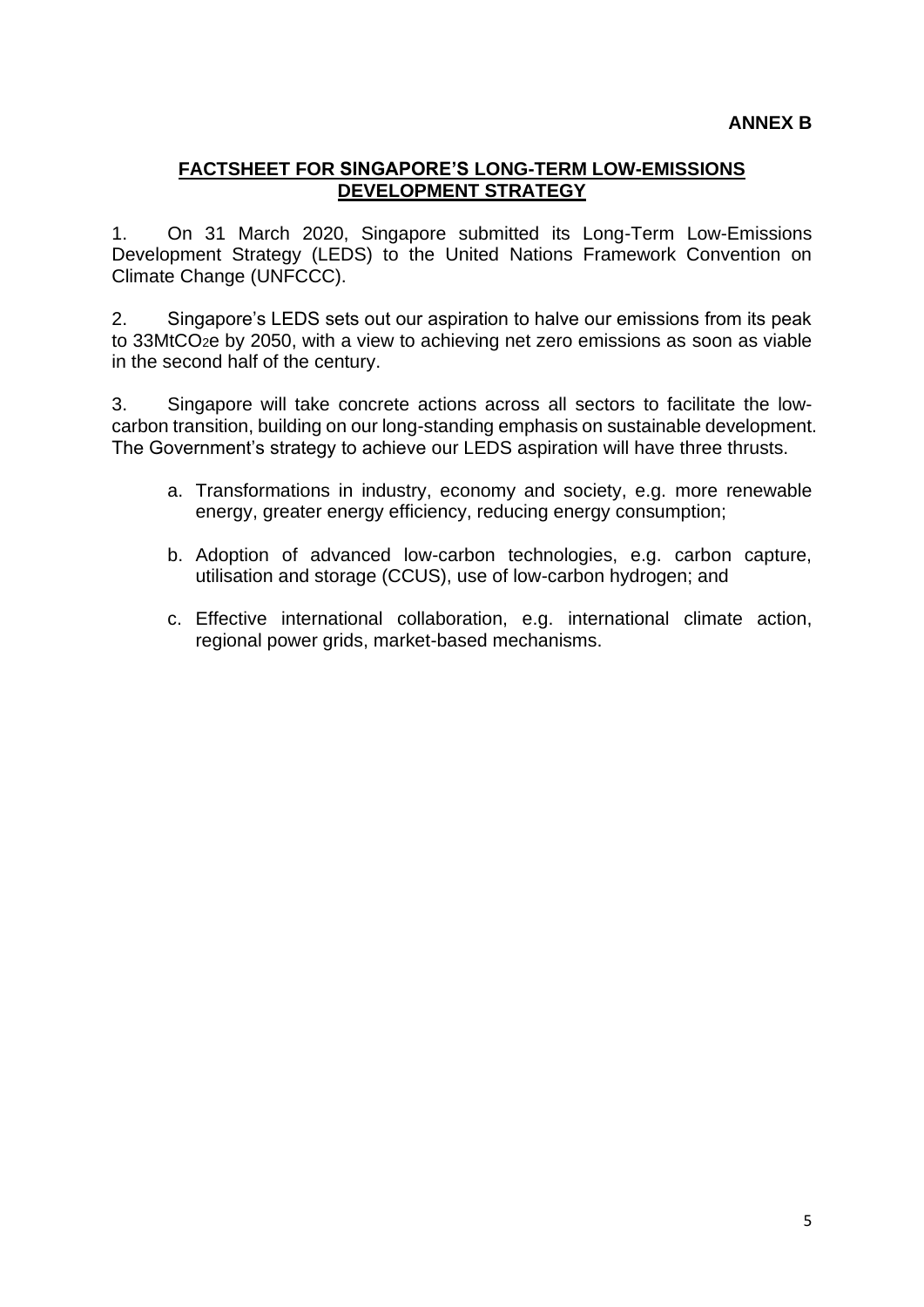**ANNEX B**

# FACTSHEET FOR SINGAPORE'S LONG-TERM LOW-EMISSIONS DEVELOPMENT STRATEGY

1. On 31 March 2020, Singapore submitted its Long-Term Low-Emissions Development Strategy (LEDS) to the United Nations Framework Convention on Climate Change (UNFCCC).

2. Singapore's LEDS sets out our aspiration to halve our emissions from its peak to 33Mt$CO_2$e by 2050, with a view to achieving net zero emissions as soon as viable in the second half of the century.

3. Singapore will take concrete actions across all sectors to facilitate the low-carbon transition, building on our long-standing emphasis on sustainable development. The Government's strategy to achieve our LEDS aspiration will have three thrusts.

   a. Transformations in industry, economy and society, e.g. more renewable energy, greater energy efficiency, reducing energy consumption;

   b. Adoption of advanced low-carbon technologies, e.g. carbon capture, utilisation and storage (CCUS), use of low-carbon hydrogen; and

   c. Effective international collaboration, e.g. international climate action, regional power grids, market-based mechanisms.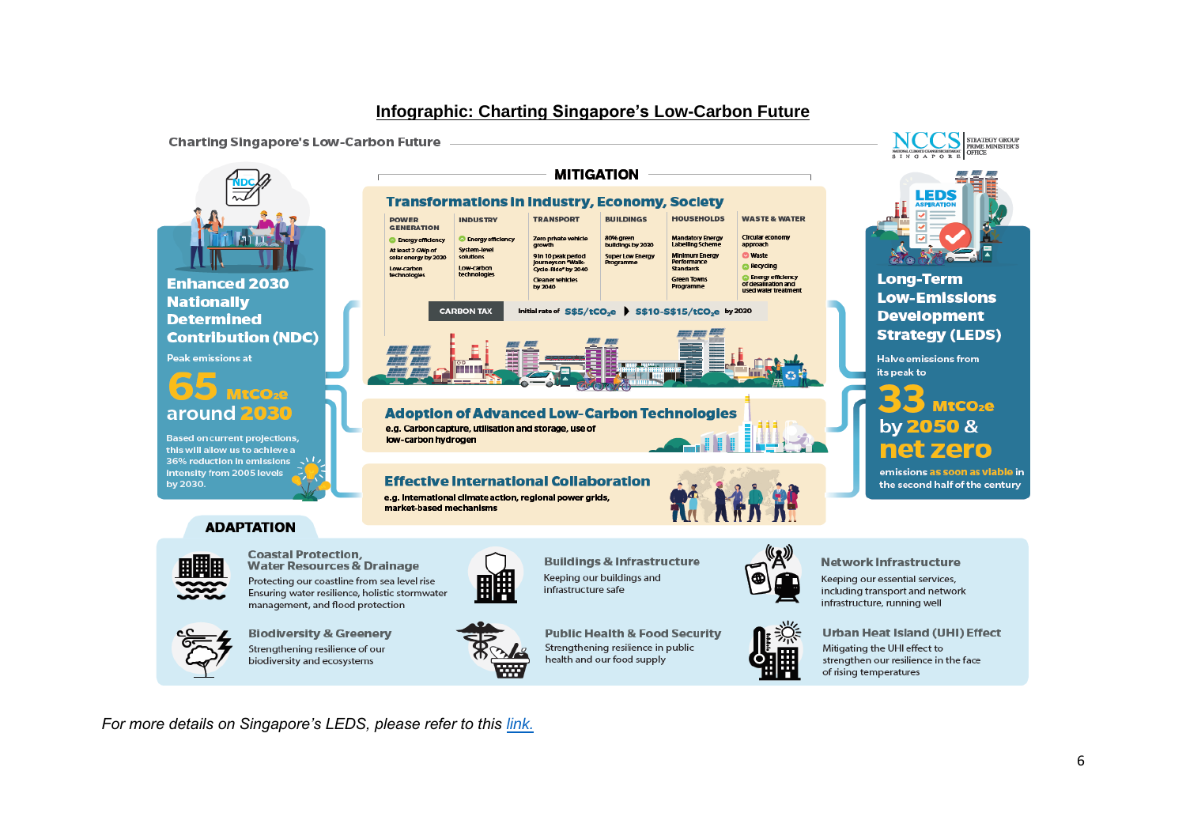**Infographic: Charting Singapore's Low-Carbon Future**

Charting Singapore's Low-Carbon Future

NCCS NATIONAL CLIMATE CHANGE SECRETARIAT SINGAPORE | STRATEGY GROUP PRIME MINISTER'S OFFICE

**Enhanced 2030 Nationally Determined Contribution (NDC)**

Peak emissions at

65 $MtCO_2e$ around 2030

Based on current projections, this will allow us to achieve a 36% reduction in emissions intensity from 2005 levels by 2030.

**MITIGATION**

**Transformations in Industry, Economy, Society**

POWER GENERATION
- Energy efficiency
- At least 2 GWp of solar energy by 2030
- Low-carbon technologies

INDUSTRY
- Energy efficiency
- System-level solutions
- Low-carbon technologies

TRANSPORT
- Zero private vehicle growth
- 9 in 10 peak period journeys on "Walk-Cycle-Ride" by 2040
- Cleaner vehicles by 2040

BUILDINGS
- 80% green buildings by 2030
- Super Low Energy Programme

HOUSEHOLDS
- Mandatory Energy Labelling Scheme
- Minimum Energy Performance Standards
- Green Towns Programme

WASTE & WATER
- Circular economy approach
- Waste
- Recycling
- Energy efficiency of desalination and used water treatment

CARBON TAX: Initial rate of S\$5/$tCO_2e$ ▸ S\$10-S\$15/$tCO_2e$ by 2030

**Adoption of Advanced Low-Carbon Technologies**

e.g. Carbon capture, utilisation and storage, use of low-carbon hydrogen

**Effective International Collaboration**

e.g. International climate action, regional power grids, market-based mechanisms

**Long-Term Low-Emissions Development Strategy (LEDS)**

LEDS ASPIRATION

Halve emissions from its peak to

33 $MtCO_2e$ by 2050 & net zero

emissions as soon as viable in the second half of the century

**ADAPTATION**

**Coastal Protection, Water Resources & Drainage**
Protecting our coastline from sea level rise
Ensuring water resilience, holistic stormwater management, and flood protection

**Buildings & Infrastructure**
Keeping our buildings and infrastructure safe

**Network Infrastructure**
Keeping our essential services, including transport and network infrastructure, running well

**Biodiversity & Greenery**
Strengthening resilience of our biodiversity and ecosystems

**Public Health & Food Security**
Strengthening resilience in public health and our food supply

**Urban Heat Island (UHI) Effect**
Mitigating the UHI effect to strengthen our resilience in the face of rising temperatures

*For more details on Singapore's LEDS, please refer to this link.*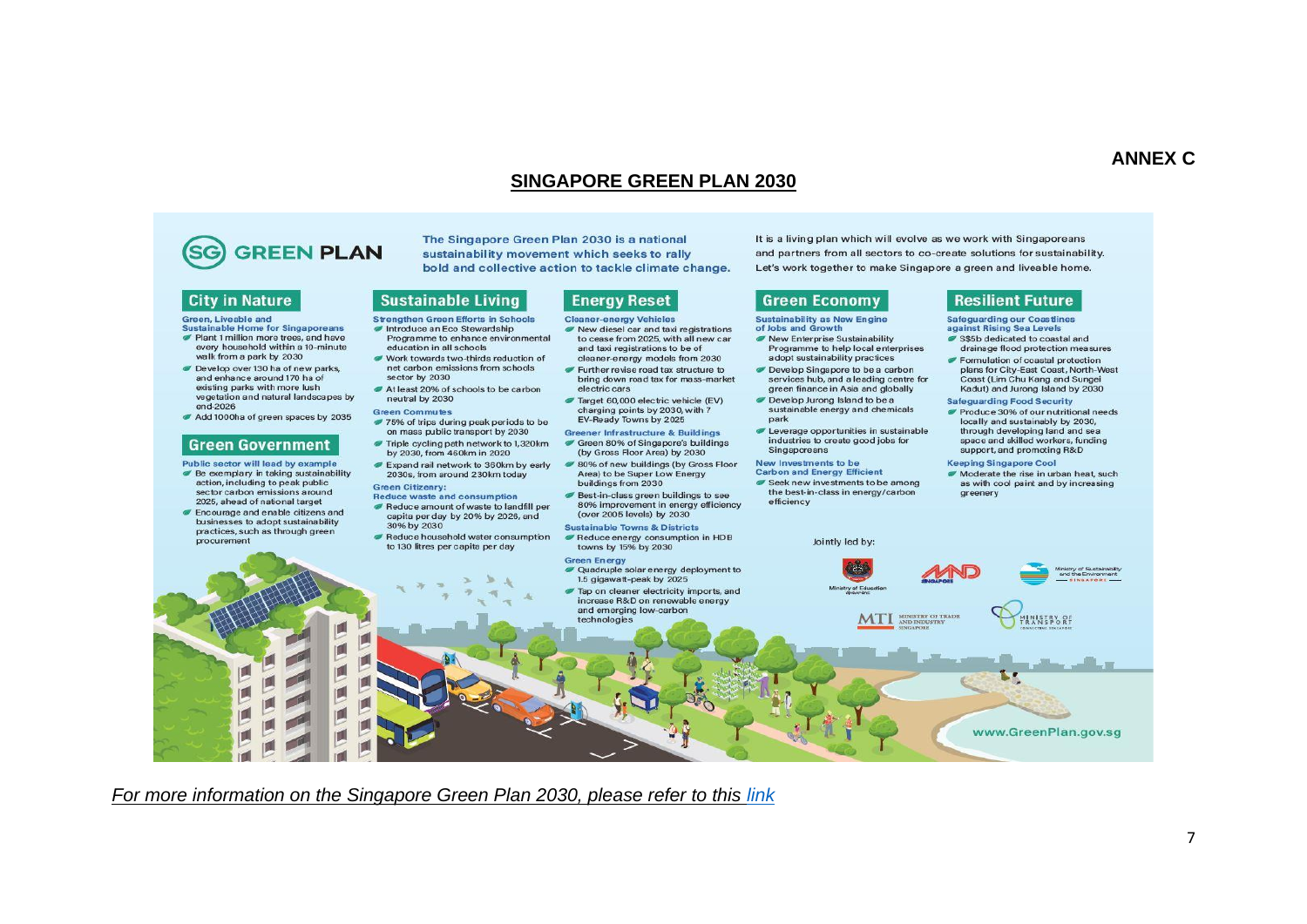**ANNEX C**

## SINGAPORE GREEN PLAN 2030

**SG GREEN PLAN**

**The Singapore Green Plan 2030 is a national sustainability movement which seeks to rally bold and collective action to tackle climate change.**

It is a living plan which will evolve as we work with Singaporeans and partners from all sectors to co-create solutions for sustainability. Let's work together to make Singapore a green and liveable home.

### City in Nature

**Green, Liveable and Sustainable Home for Singaporeans**

- Plant 1 million more trees, and have every household within a 10-minute walk from a park by 2030
- Develop over 130 ha of new parks, and enhance around 170 ha of existing parks with more lush vegetation and natural landscapes by end-2026
- Add 1000ha of green spaces by 2035

### Green Government

**Public sector will lead by example**

- Be exemplary in taking sustainability action, including to peak public sector carbon emissions around 2025, ahead of national target
- Encourage and enable citizens and businesses to adopt sustainability practices, such as through green procurement

### Sustainable Living

**Strengthen Green Efforts in Schools**

- Introduce an Eco Stewardship Programme to enhance environmental education in all schools
- Work towards two-thirds reduction of net carbon emissions from schools sector by 2030
- At least 20% of schools to be carbon neutral by 2030

**Green Commutes**

- 75% of trips during peak periods to be on mass public transport by 2030
- Triple cycling path network to 1,320km by 2030, from 460km in 2020
- Expand rail network to 360km by early 2030s, from around 230km today

**Green Citizenry: Reduce waste and consumption**

- Reduce amount of waste to landfill per capita per day by 20% by 2026, and 30% by 2030
- Reduce household water consumption to 130 litres per capita per day

### Energy Reset

**Cleaner-energy Vehicles**

- New diesel car and taxi registrations to cease from 2025, with all new car and taxi registrations to be of cleaner-energy models from 2030
- Further revise road tax structure to bring down road tax for mass-market electric cars
- Target 60,000 electric vehicle (EV) charging points by 2030, with 7 EV-Ready Towns by 2025

**Greener Infrastructure & Buildings**

- Green 80% of Singapore's buildings (by Gross Floor Area) by 2030
- 80% of new buildings (by Gross Floor Area) to be Super Low Energy buildings from 2030
- Best-in-class green buildings to see 80% improvement in energy efficiency (over 2005 levels) by 2030

**Sustainable Towns & Districts**

- Reduce energy consumption in HDB towns by 15% by 2030

**Green Energy**

- Quadruple solar energy deployment to 1.5 gigawatt-peak by 2025
- Tap on cleaner electricity imports, and increase R&D on renewable energy and emerging low-carbon technologies

### Green Economy

**Sustainability as New Engine of Jobs and Growth**

- New Enterprise Sustainability Programme to help local enterprises adopt sustainability practices
- Develop Singapore to be a carbon services hub, and a leading centre for green finance in Asia and globally
- Develop Jurong Island to be a sustainable energy and chemicals park
- Leverage opportunities in sustainable industries to create good jobs for Singaporeans

**New Investments to be Carbon and Energy Efficient**

- Seek new investments to be among the best-in-class in energy/carbon efficiency

### Resilient Future

**Safeguarding our Coastlines against Rising Sea Levels**

- S$5b dedicated to coastal and drainage flood protection measures
- Formulation of coastal protection plans for City-East Coast, North-West Coast (Lim Chu Kang and Sungei Kadut) and Jurong Island by 2030

**Safeguarding Food Security**

- Produce 30% of our nutritional needs locally and sustainably by 2030, through developing land and sea space and skilled workers, funding support, and promoting R&D

**Keeping Singapore Cool**

- Moderate the rise in urban heat, such as with cool paint and by increasing greenery

Jointly led by: Ministry of Education, MND, Ministry of Sustainability and the Environment, MTI Ministry of Trade and Industry Singapore, Ministry of Transport

www.GreenPlan.gov.sg

*For more information on the Singapore Green Plan 2030, please refer to this link*